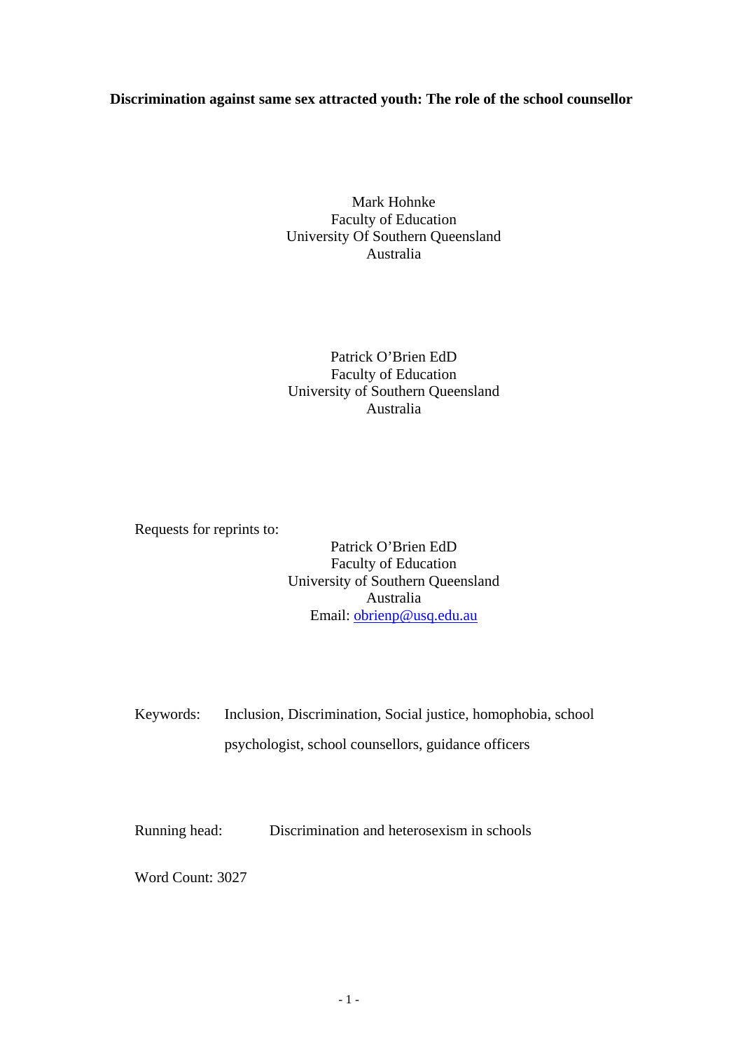# Discrimination against same sex attracted youth: The role of the school counsellor

Mark Hohnke
Faculty of Education
University Of Southern Queensland
Australia

Patrick O'Brien EdD
Faculty of Education
University of Southern Queensland
Australia

Requests for reprints to:

Patrick O'Brien EdD
Faculty of Education
University of Southern Queensland
Australia
Email: obrienp@usq.edu.au

Keywords: Inclusion, Discrimination, Social justice, homophobia, school psychologist, school counsellors, guidance officers

Running head: Discrimination and heterosexism in schools

Word Count: 3027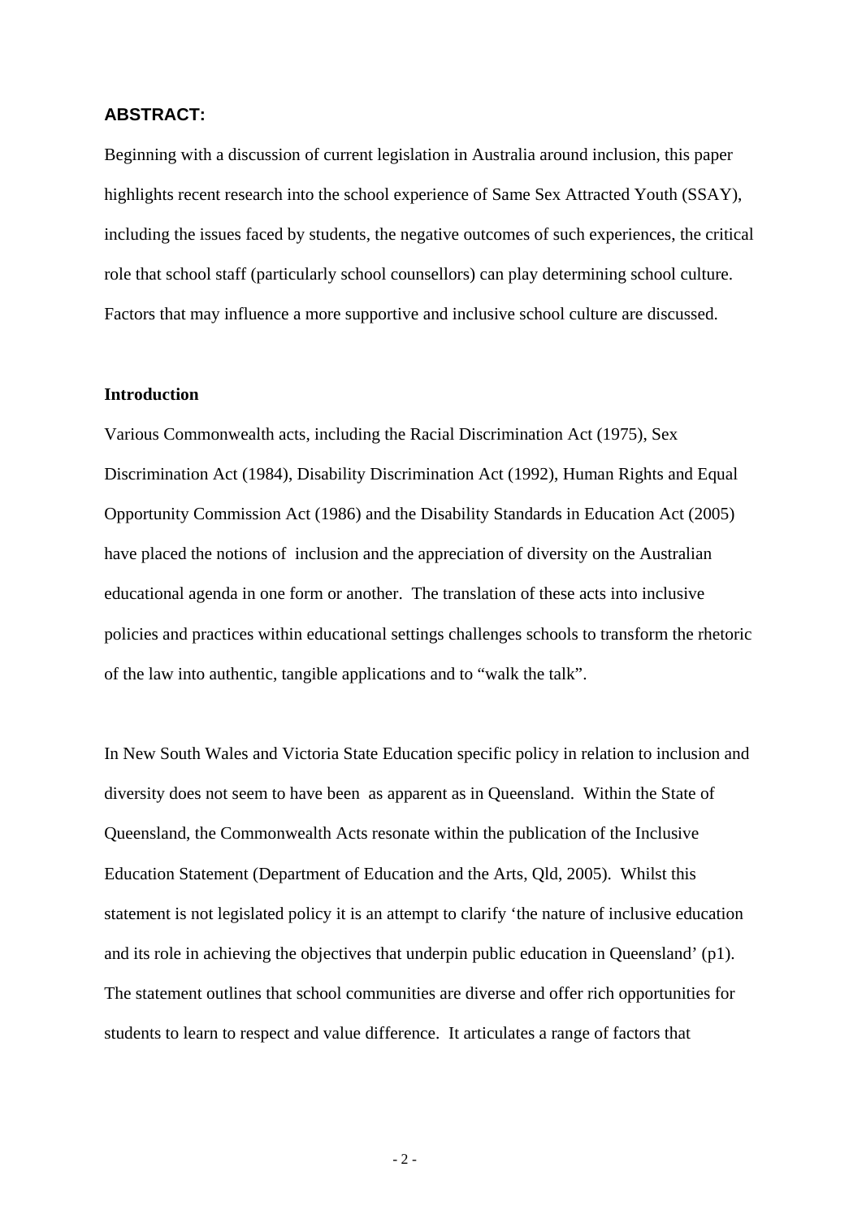**ABSTRACT:**

Beginning with a discussion of current legislation in Australia around inclusion, this paper highlights recent research into the school experience of Same Sex Attracted Youth (SSAY), including the issues faced by students, the negative outcomes of such experiences, the critical role that school staff (particularly school counsellors) can play determining school culture. Factors that may influence a more supportive and inclusive school culture are discussed.

**Introduction**

Various Commonwealth acts, including the Racial Discrimination Act (1975), Sex Discrimination Act (1984), Disability Discrimination Act (1992), Human Rights and Equal Opportunity Commission Act (1986) and the Disability Standards in Education Act (2005) have placed the notions of inclusion and the appreciation of diversity on the Australian educational agenda in one form or another. The translation of these acts into inclusive policies and practices within educational settings challenges schools to transform the rhetoric of the law into authentic, tangible applications and to "walk the talk".

In New South Wales and Victoria State Education specific policy in relation to inclusion and diversity does not seem to have been as apparent as in Queensland. Within the State of Queensland, the Commonwealth Acts resonate within the publication of the Inclusive Education Statement (Department of Education and the Arts, Qld, 2005). Whilst this statement is not legislated policy it is an attempt to clarify 'the nature of inclusive education and its role in achieving the objectives that underpin public education in Queensland' (p1). The statement outlines that school communities are diverse and offer rich opportunities for students to learn to respect and value difference. It articulates a range of factors that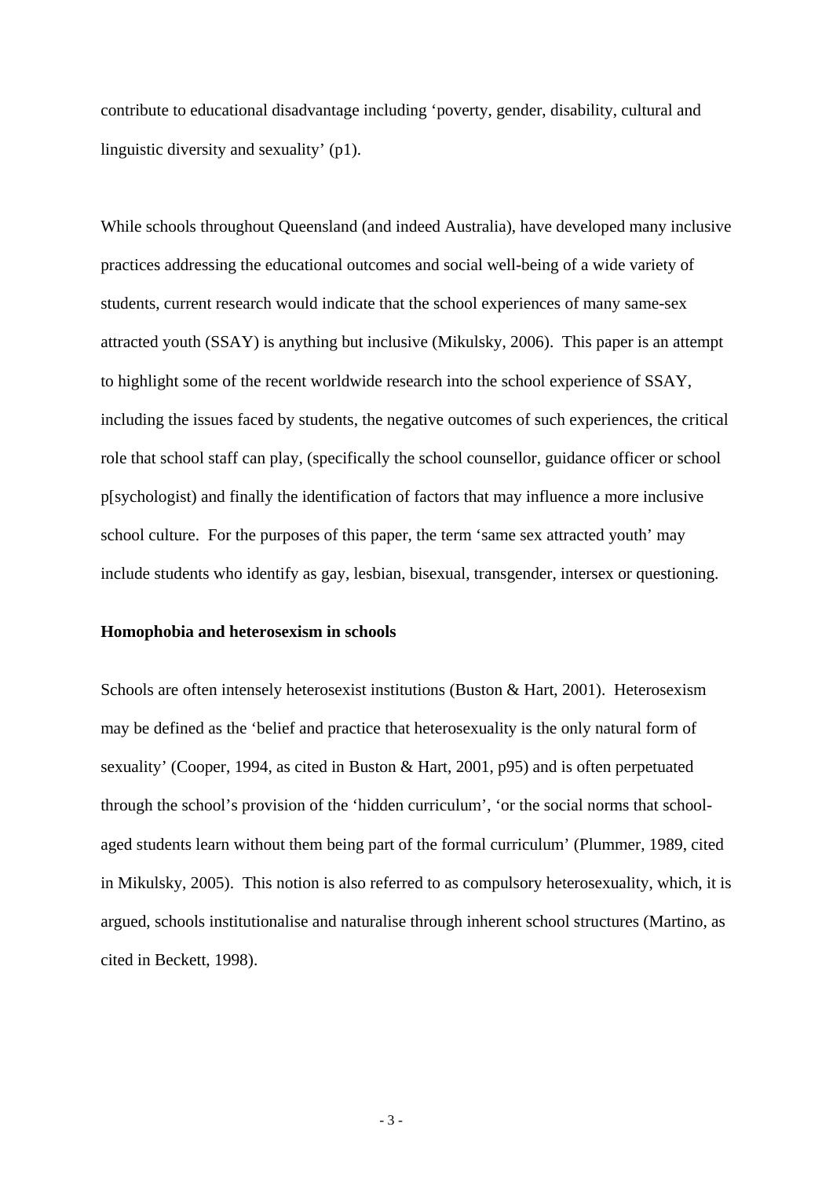contribute to educational disadvantage including 'poverty, gender, disability, cultural and linguistic diversity and sexuality' (p1).

While schools throughout Queensland (and indeed Australia), have developed many inclusive practices addressing the educational outcomes and social well-being of a wide variety of students, current research would indicate that the school experiences of many same-sex attracted youth (SSAY) is anything but inclusive (Mikulsky, 2006). This paper is an attempt to highlight some of the recent worldwide research into the school experience of SSAY, including the issues faced by students, the negative outcomes of such experiences, the critical role that school staff can play, (specifically the school counsellor, guidance officer or school p[sychologist) and finally the identification of factors that may influence a more inclusive school culture. For the purposes of this paper, the term 'same sex attracted youth' may include students who identify as gay, lesbian, bisexual, transgender, intersex or questioning.

**Homophobia and heterosexism in schools**

Schools are often intensely heterosexist institutions (Buston & Hart, 2001). Heterosexism may be defined as the 'belief and practice that heterosexuality is the only natural form of sexuality' (Cooper, 1994, as cited in Buston & Hart, 2001, p95) and is often perpetuated through the school's provision of the 'hidden curriculum', 'or the social norms that school-aged students learn without them being part of the formal curriculum' (Plummer, 1989, cited in Mikulsky, 2005). This notion is also referred to as compulsory heterosexuality, which, it is argued, schools institutionalise and naturalise through inherent school structures (Martino, as cited in Beckett, 1998).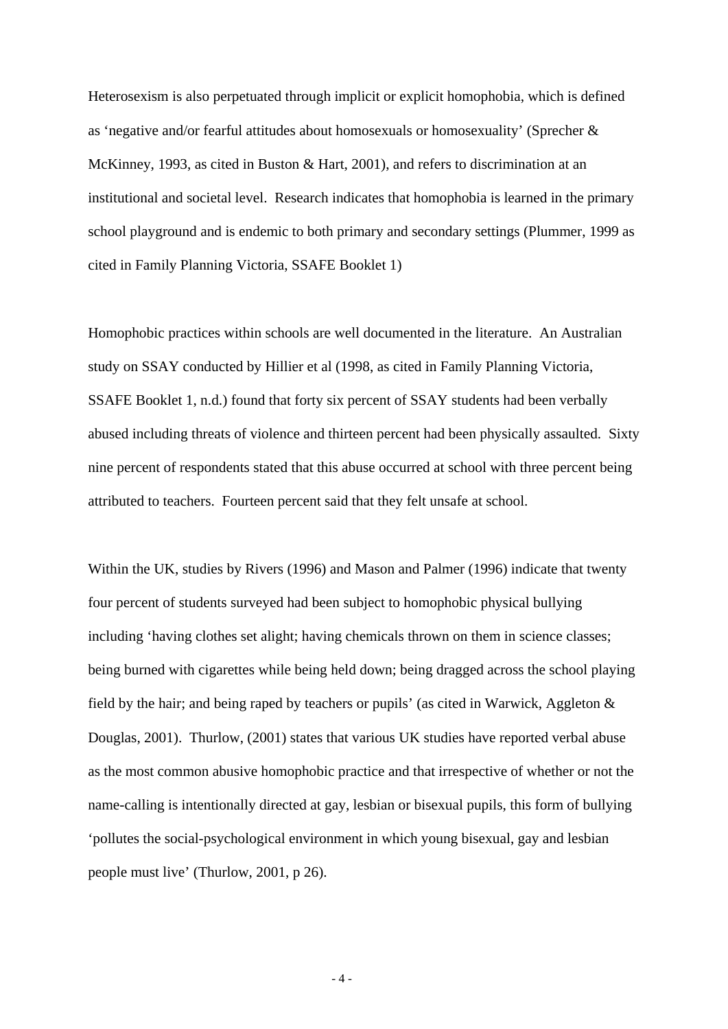Heterosexism is also perpetuated through implicit or explicit homophobia, which is defined as 'negative and/or fearful attitudes about homosexuals or homosexuality' (Sprecher & McKinney, 1993, as cited in Buston & Hart, 2001), and refers to discrimination at an institutional and societal level. Research indicates that homophobia is learned in the primary school playground and is endemic to both primary and secondary settings (Plummer, 1999 as cited in Family Planning Victoria, SSAFE Booklet 1)

Homophobic practices within schools are well documented in the literature. An Australian study on SSAY conducted by Hillier et al (1998, as cited in Family Planning Victoria, SSAFE Booklet 1, n.d.) found that forty six percent of SSAY students had been verbally abused including threats of violence and thirteen percent had been physically assaulted. Sixty nine percent of respondents stated that this abuse occurred at school with three percent being attributed to teachers. Fourteen percent said that they felt unsafe at school.

Within the UK, studies by Rivers (1996) and Mason and Palmer (1996) indicate that twenty four percent of students surveyed had been subject to homophobic physical bullying including 'having clothes set alight; having chemicals thrown on them in science classes; being burned with cigarettes while being held down; being dragged across the school playing field by the hair; and being raped by teachers or pupils' (as cited in Warwick, Aggleton & Douglas, 2001). Thurlow, (2001) states that various UK studies have reported verbal abuse as the most common abusive homophobic practice and that irrespective of whether or not the name-calling is intentionally directed at gay, lesbian or bisexual pupils, this form of bullying 'pollutes the social-psychological environment in which young bisexual, gay and lesbian people must live' (Thurlow, 2001, p 26).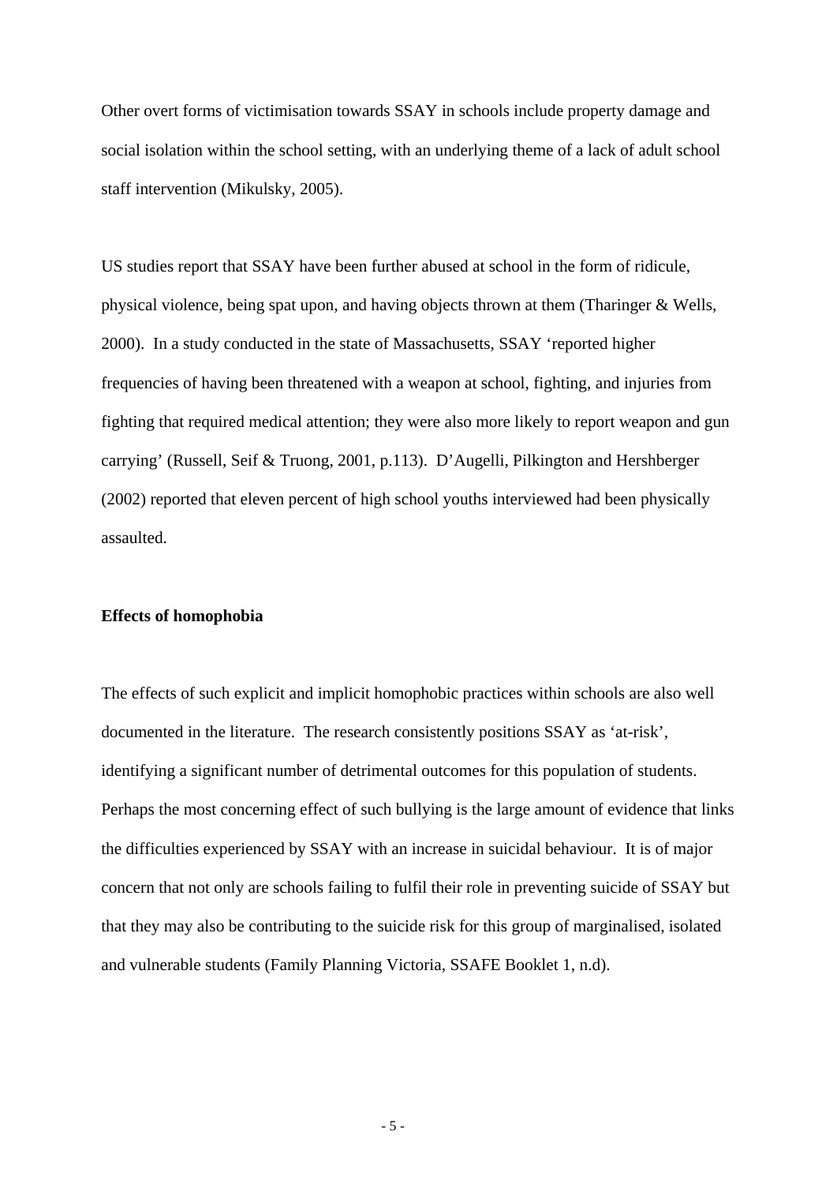Other overt forms of victimisation towards SSAY in schools include property damage and social isolation within the school setting, with an underlying theme of a lack of adult school staff intervention (Mikulsky, 2005).

US studies report that SSAY have been further abused at school in the form of ridicule, physical violence, being spat upon, and having objects thrown at them (Tharinger & Wells, 2000). In a study conducted in the state of Massachusetts, SSAY 'reported higher frequencies of having been threatened with a weapon at school, fighting, and injuries from fighting that required medical attention; they were also more likely to report weapon and gun carrying' (Russell, Seif & Truong, 2001, p.113). D'Augelli, Pilkington and Hershberger (2002) reported that eleven percent of high school youths interviewed had been physically assaulted.

**Effects of homophobia**

The effects of such explicit and implicit homophobic practices within schools are also well documented in the literature. The research consistently positions SSAY as 'at-risk', identifying a significant number of detrimental outcomes for this population of students. Perhaps the most concerning effect of such bullying is the large amount of evidence that links the difficulties experienced by SSAY with an increase in suicidal behaviour. It is of major concern that not only are schools failing to fulfil their role in preventing suicide of SSAY but that they may also be contributing to the suicide risk for this group of marginalised, isolated and vulnerable students (Family Planning Victoria, SSAFE Booklet 1, n.d).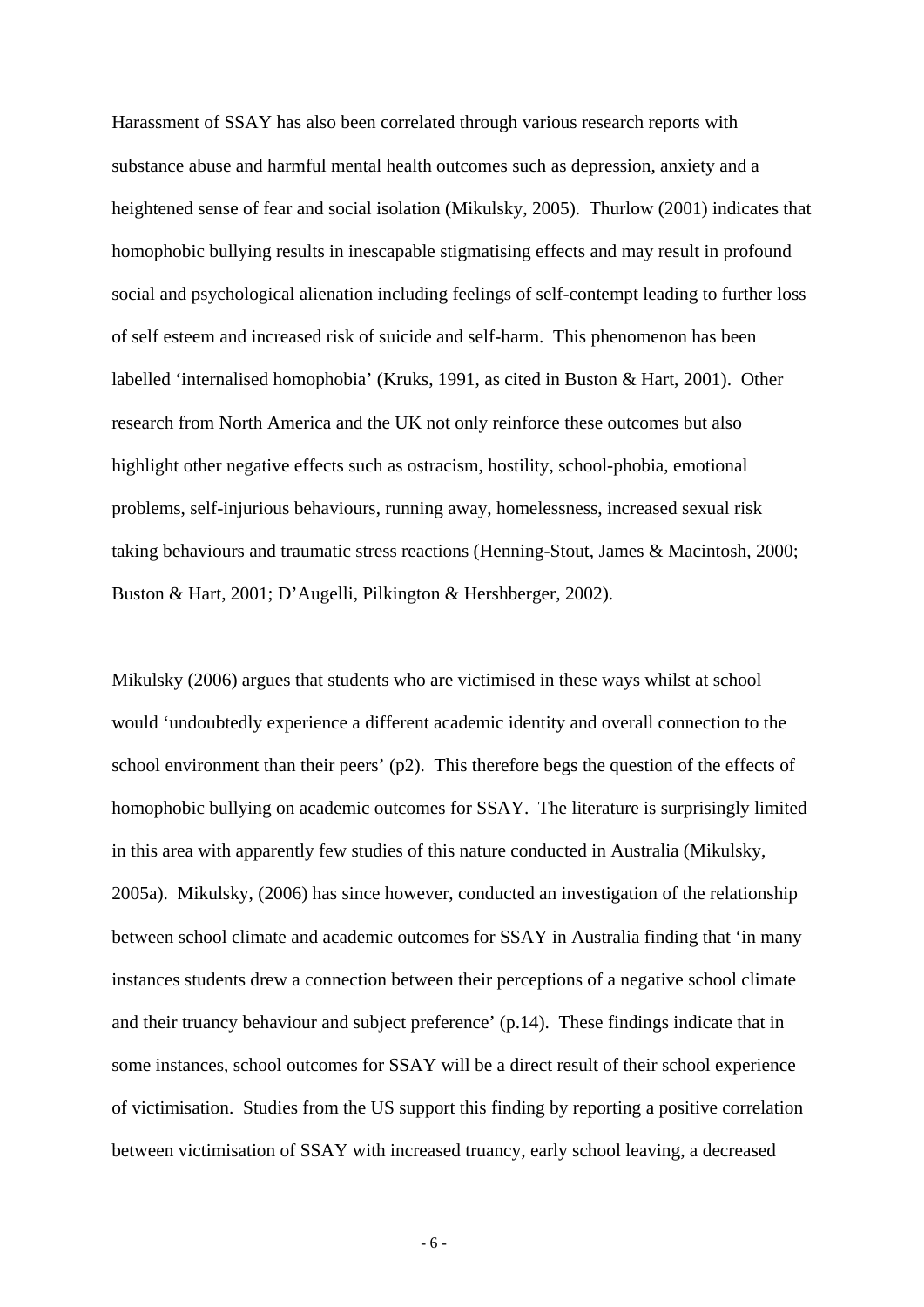Harassment of SSAY has also been correlated through various research reports with substance abuse and harmful mental health outcomes such as depression, anxiety and a heightened sense of fear and social isolation (Mikulsky, 2005). Thurlow (2001) indicates that homophobic bullying results in inescapable stigmatising effects and may result in profound social and psychological alienation including feelings of self-contempt leading to further loss of self esteem and increased risk of suicide and self-harm. This phenomenon has been labelled 'internalised homophobia' (Kruks, 1991, as cited in Buston & Hart, 2001). Other research from North America and the UK not only reinforce these outcomes but also highlight other negative effects such as ostracism, hostility, school-phobia, emotional problems, self-injurious behaviours, running away, homelessness, increased sexual risk taking behaviours and traumatic stress reactions (Henning-Stout, James & Macintosh, 2000; Buston & Hart, 2001; D'Augelli, Pilkington & Hershberger, 2002).

Mikulsky (2006) argues that students who are victimised in these ways whilst at school would 'undoubtedly experience a different academic identity and overall connection to the school environment than their peers' (p2). This therefore begs the question of the effects of homophobic bullying on academic outcomes for SSAY. The literature is surprisingly limited in this area with apparently few studies of this nature conducted in Australia (Mikulsky, 2005a). Mikulsky, (2006) has since however, conducted an investigation of the relationship between school climate and academic outcomes for SSAY in Australia finding that 'in many instances students drew a connection between their perceptions of a negative school climate and their truancy behaviour and subject preference' (p.14). These findings indicate that in some instances, school outcomes for SSAY will be a direct result of their school experience of victimisation. Studies from the US support this finding by reporting a positive correlation between victimisation of SSAY with increased truancy, early school leaving, a decreased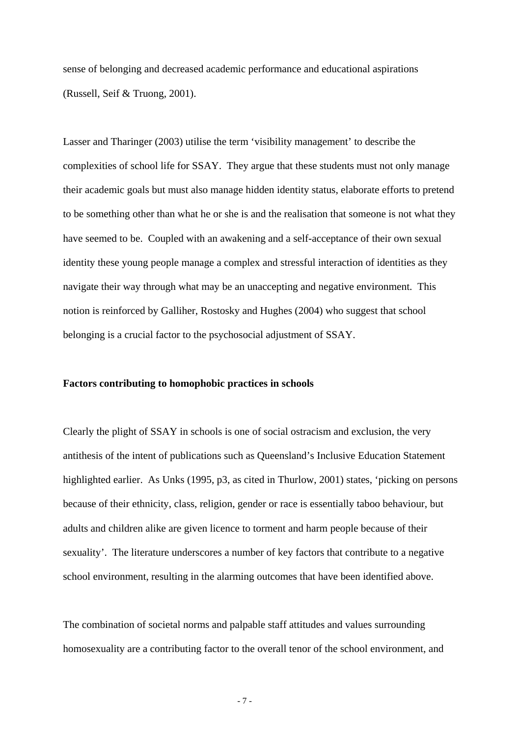sense of belonging and decreased academic performance and educational aspirations (Russell, Seif & Truong, 2001).

Lasser and Tharinger (2003) utilise the term 'visibility management' to describe the complexities of school life for SSAY. They argue that these students must not only manage their academic goals but must also manage hidden identity status, elaborate efforts to pretend to be something other than what he or she is and the realisation that someone is not what they have seemed to be. Coupled with an awakening and a self-acceptance of their own sexual identity these young people manage a complex and stressful interaction of identities as they navigate their way through what may be an unaccepting and negative environment. This notion is reinforced by Galliher, Rostosky and Hughes (2004) who suggest that school belonging is a crucial factor to the psychosocial adjustment of SSAY.

**Factors contributing to homophobic practices in schools**

Clearly the plight of SSAY in schools is one of social ostracism and exclusion, the very antithesis of the intent of publications such as Queensland's Inclusive Education Statement highlighted earlier. As Unks (1995, p3, as cited in Thurlow, 2001) states, 'picking on persons because of their ethnicity, class, religion, gender or race is essentially taboo behaviour, but adults and children alike are given licence to torment and harm people because of their sexuality'. The literature underscores a number of key factors that contribute to a negative school environment, resulting in the alarming outcomes that have been identified above.

The combination of societal norms and palpable staff attitudes and values surrounding homosexuality are a contributing factor to the overall tenor of the school environment, and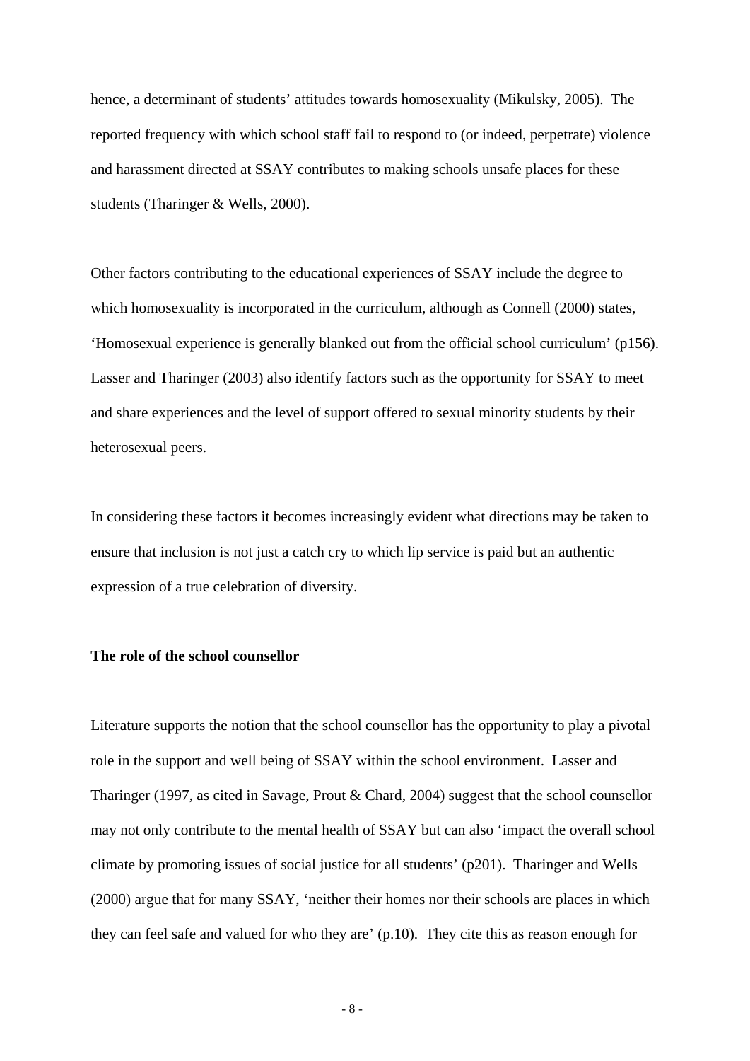hence, a determinant of students' attitudes towards homosexuality (Mikulsky, 2005). The reported frequency with which school staff fail to respond to (or indeed, perpetrate) violence and harassment directed at SSAY contributes to making schools unsafe places for these students (Tharinger & Wells, 2000).

Other factors contributing to the educational experiences of SSAY include the degree to which homosexuality is incorporated in the curriculum, although as Connell (2000) states, 'Homosexual experience is generally blanked out from the official school curriculum' (p156). Lasser and Tharinger (2003) also identify factors such as the opportunity for SSAY to meet and share experiences and the level of support offered to sexual minority students by their heterosexual peers.

In considering these factors it becomes increasingly evident what directions may be taken to ensure that inclusion is not just a catch cry to which lip service is paid but an authentic expression of a true celebration of diversity.

**The role of the school counsellor**

Literature supports the notion that the school counsellor has the opportunity to play a pivotal role in the support and well being of SSAY within the school environment. Lasser and Tharinger (1997, as cited in Savage, Prout & Chard, 2004) suggest that the school counsellor may not only contribute to the mental health of SSAY but can also 'impact the overall school climate by promoting issues of social justice for all students' (p201). Tharinger and Wells (2000) argue that for many SSAY, 'neither their homes nor their schools are places in which they can feel safe and valued for who they are' (p.10). They cite this as reason enough for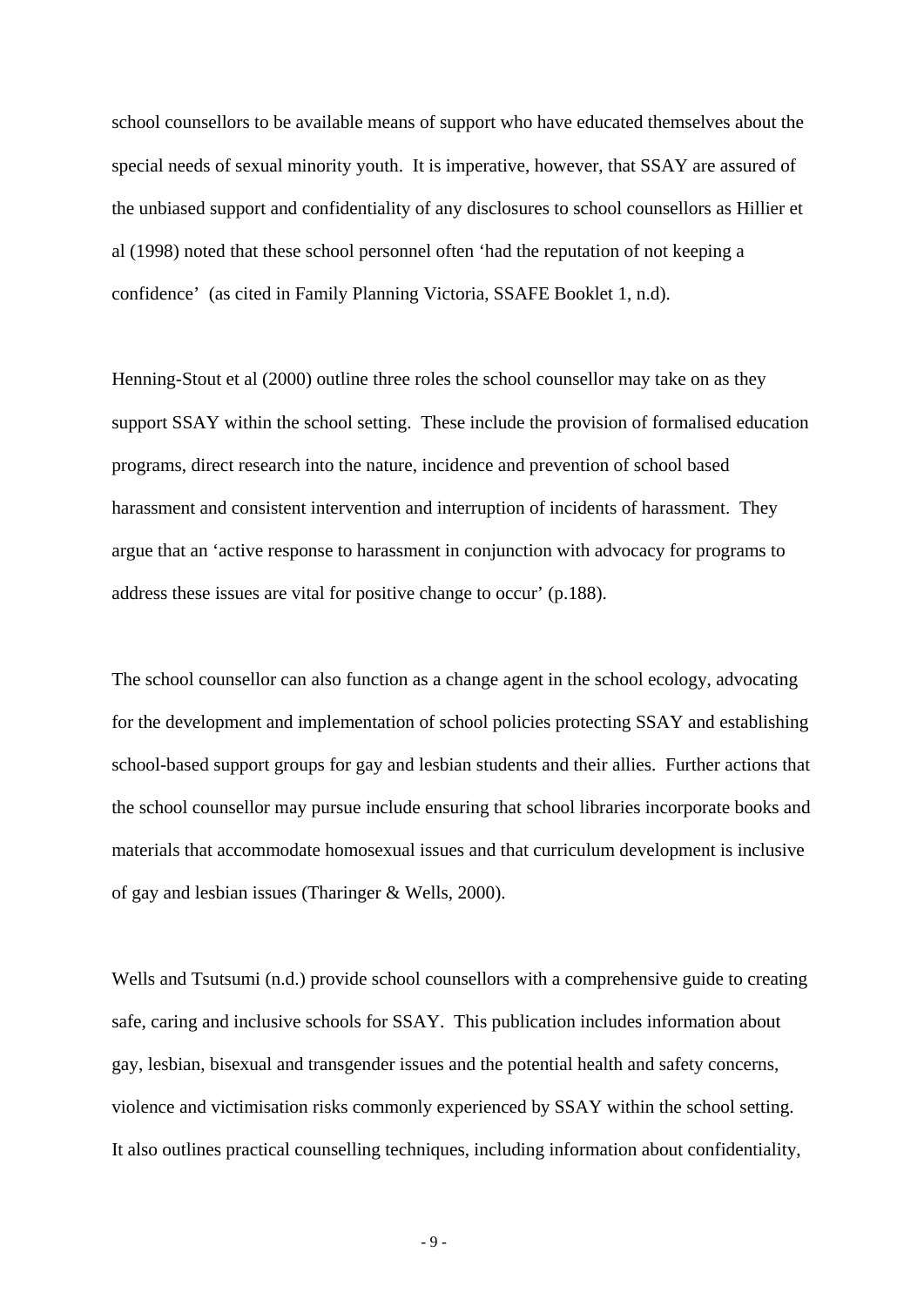school counsellors to be available means of support who have educated themselves about the special needs of sexual minority youth. It is imperative, however, that SSAY are assured of the unbiased support and confidentiality of any disclosures to school counsellors as Hillier et al (1998) noted that these school personnel often 'had the reputation of not keeping a confidence' (as cited in Family Planning Victoria, SSAFE Booklet 1, n.d).

Henning-Stout et al (2000) outline three roles the school counsellor may take on as they support SSAY within the school setting. These include the provision of formalised education programs, direct research into the nature, incidence and prevention of school based harassment and consistent intervention and interruption of incidents of harassment. They argue that an 'active response to harassment in conjunction with advocacy for programs to address these issues are vital for positive change to occur' (p.188).

The school counsellor can also function as a change agent in the school ecology, advocating for the development and implementation of school policies protecting SSAY and establishing school-based support groups for gay and lesbian students and their allies. Further actions that the school counsellor may pursue include ensuring that school libraries incorporate books and materials that accommodate homosexual issues and that curriculum development is inclusive of gay and lesbian issues (Tharinger & Wells, 2000).

Wells and Tsutsumi (n.d.) provide school counsellors with a comprehensive guide to creating safe, caring and inclusive schools for SSAY. This publication includes information about gay, lesbian, bisexual and transgender issues and the potential health and safety concerns, violence and victimisation risks commonly experienced by SSAY within the school setting. It also outlines practical counselling techniques, including information about confidentiality,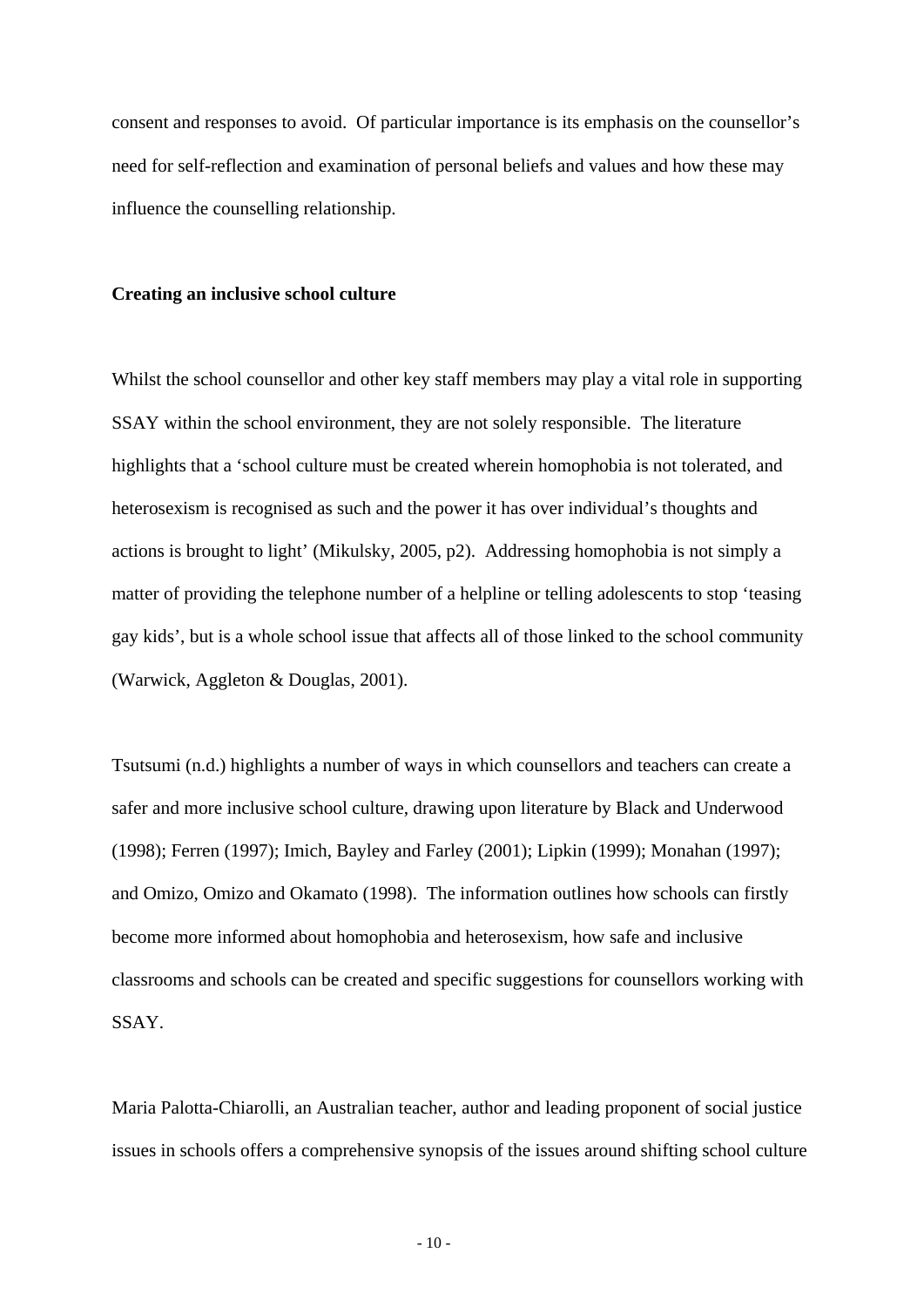consent and responses to avoid.  Of particular importance is its emphasis on the counsellor's need for self-reflection and examination of personal beliefs and values and how these may influence the counselling relationship.

**Creating an inclusive school culture**

Whilst the school counsellor and other key staff members may play a vital role in supporting SSAY within the school environment, they are not solely responsible.  The literature highlights that a 'school culture must be created wherein homophobia is not tolerated, and heterosexism is recognised as such and the power it has over individual's thoughts and actions is brought to light' (Mikulsky, 2005, p2).  Addressing homophobia is not simply a matter of providing the telephone number of a helpline or telling adolescents to stop 'teasing gay kids', but is a whole school issue that affects all of those linked to the school community (Warwick, Aggleton & Douglas, 2001).

Tsutsumi (n.d.) highlights a number of ways in which counsellors and teachers can create a safer and more inclusive school culture, drawing upon literature by Black and Underwood (1998); Ferren (1997); Imich, Bayley and Farley (2001); Lipkin (1999); Monahan (1997); and Omizo, Omizo and Okamato (1998).  The information outlines how schools can firstly become more informed about homophobia and heterosexism, how safe and inclusive classrooms and schools can be created and specific suggestions for counsellors working with SSAY.

Maria Palotta-Chiarolli, an Australian teacher, author and leading proponent of social justice issues in schools offers a comprehensive synopsis of the issues around shifting school culture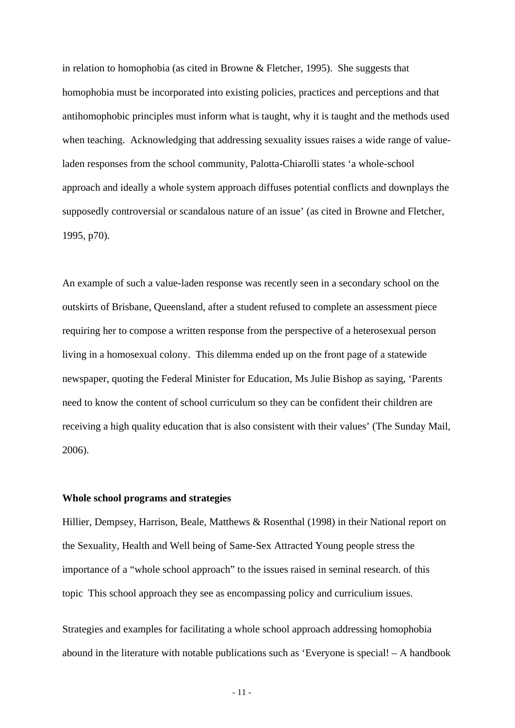in relation to homophobia (as cited in Browne & Fletcher, 1995). She suggests that homophobia must be incorporated into existing policies, practices and perceptions and that antihomophobic principles must inform what is taught, why it is taught and the methods used when teaching. Acknowledging that addressing sexuality issues raises a wide range of value-laden responses from the school community, Palotta-Chiarolli states 'a whole-school approach and ideally a whole system approach diffuses potential conflicts and downplays the supposedly controversial or scandalous nature of an issue' (as cited in Browne and Fletcher, 1995, p70).

An example of such a value-laden response was recently seen in a secondary school on the outskirts of Brisbane, Queensland, after a student refused to complete an assessment piece requiring her to compose a written response from the perspective of a heterosexual person living in a homosexual colony. This dilemma ended up on the front page of a statewide newspaper, quoting the Federal Minister for Education, Ms Julie Bishop as saying, 'Parents need to know the content of school curriculum so they can be confident their children are receiving a high quality education that is also consistent with their values' (The Sunday Mail, 2006).

**Whole school programs and strategies**

Hillier, Dempsey, Harrison, Beale, Matthews & Rosenthal (1998) in their National report on the Sexuality, Health and Well being of Same-Sex Attracted Young people stress the importance of a "whole school approach" to the issues raised in seminal research. of this topic This school approach they see as encompassing policy and curriculium issues.

Strategies and examples for facilitating a whole school approach addressing homophobia abound in the literature with notable publications such as 'Everyone is special! – A handbook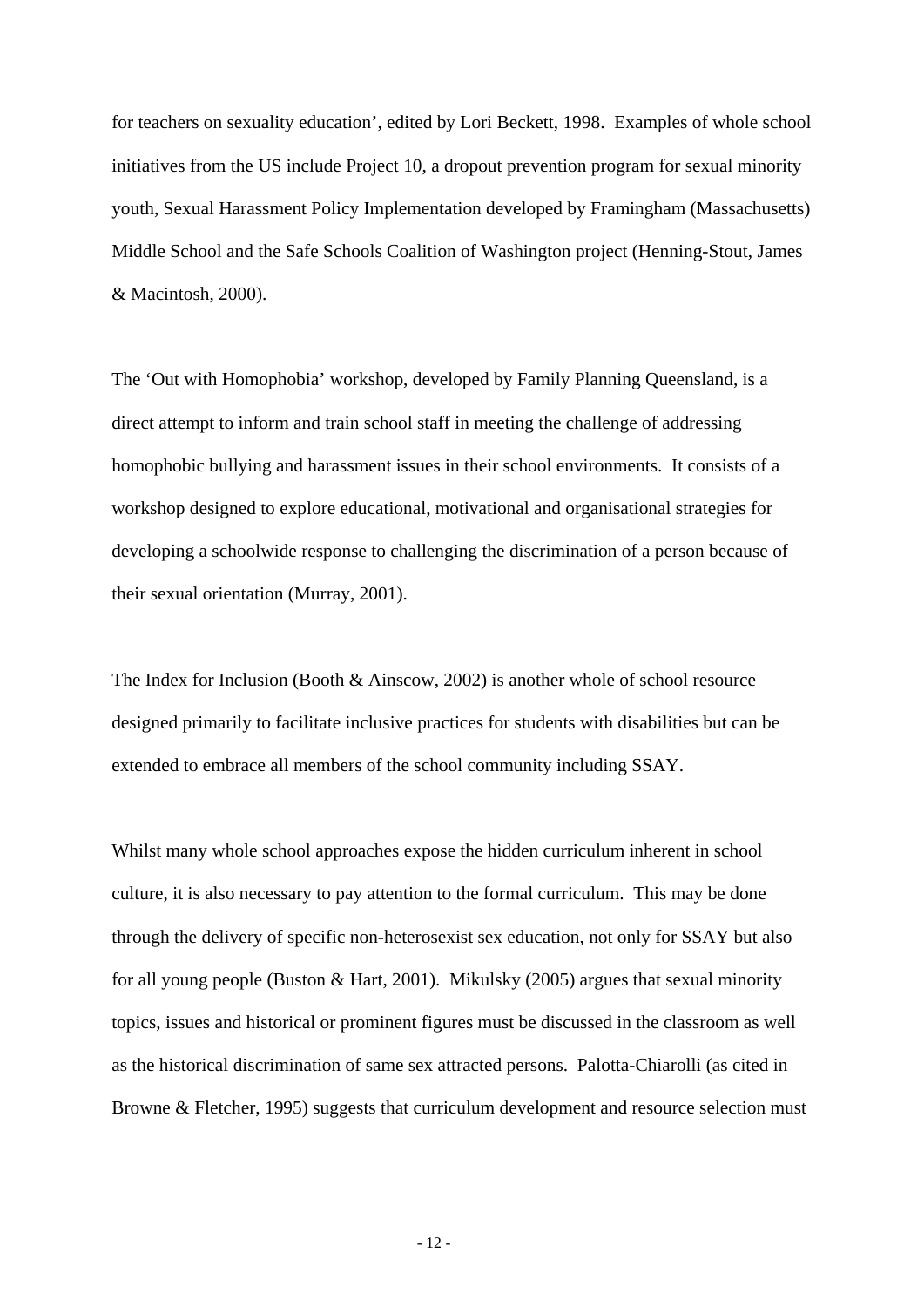for teachers on sexuality education', edited by Lori Beckett, 1998. Examples of whole school initiatives from the US include Project 10, a dropout prevention program for sexual minority youth, Sexual Harassment Policy Implementation developed by Framingham (Massachusetts) Middle School and the Safe Schools Coalition of Washington project (Henning-Stout, James & Macintosh, 2000).

The 'Out with Homophobia' workshop, developed by Family Planning Queensland, is a direct attempt to inform and train school staff in meeting the challenge of addressing homophobic bullying and harassment issues in their school environments. It consists of a workshop designed to explore educational, motivational and organisational strategies for developing a schoolwide response to challenging the discrimination of a person because of their sexual orientation (Murray, 2001).

The Index for Inclusion (Booth & Ainscow, 2002) is another whole of school resource designed primarily to facilitate inclusive practices for students with disabilities but can be extended to embrace all members of the school community including SSAY.

Whilst many whole school approaches expose the hidden curriculum inherent in school culture, it is also necessary to pay attention to the formal curriculum. This may be done through the delivery of specific non-heterosexist sex education, not only for SSAY but also for all young people (Buston & Hart, 2001). Mikulsky (2005) argues that sexual minority topics, issues and historical or prominent figures must be discussed in the classroom as well as the historical discrimination of same sex attracted persons. Palotta-Chiarolli (as cited in Browne & Fletcher, 1995) suggests that curriculum development and resource selection must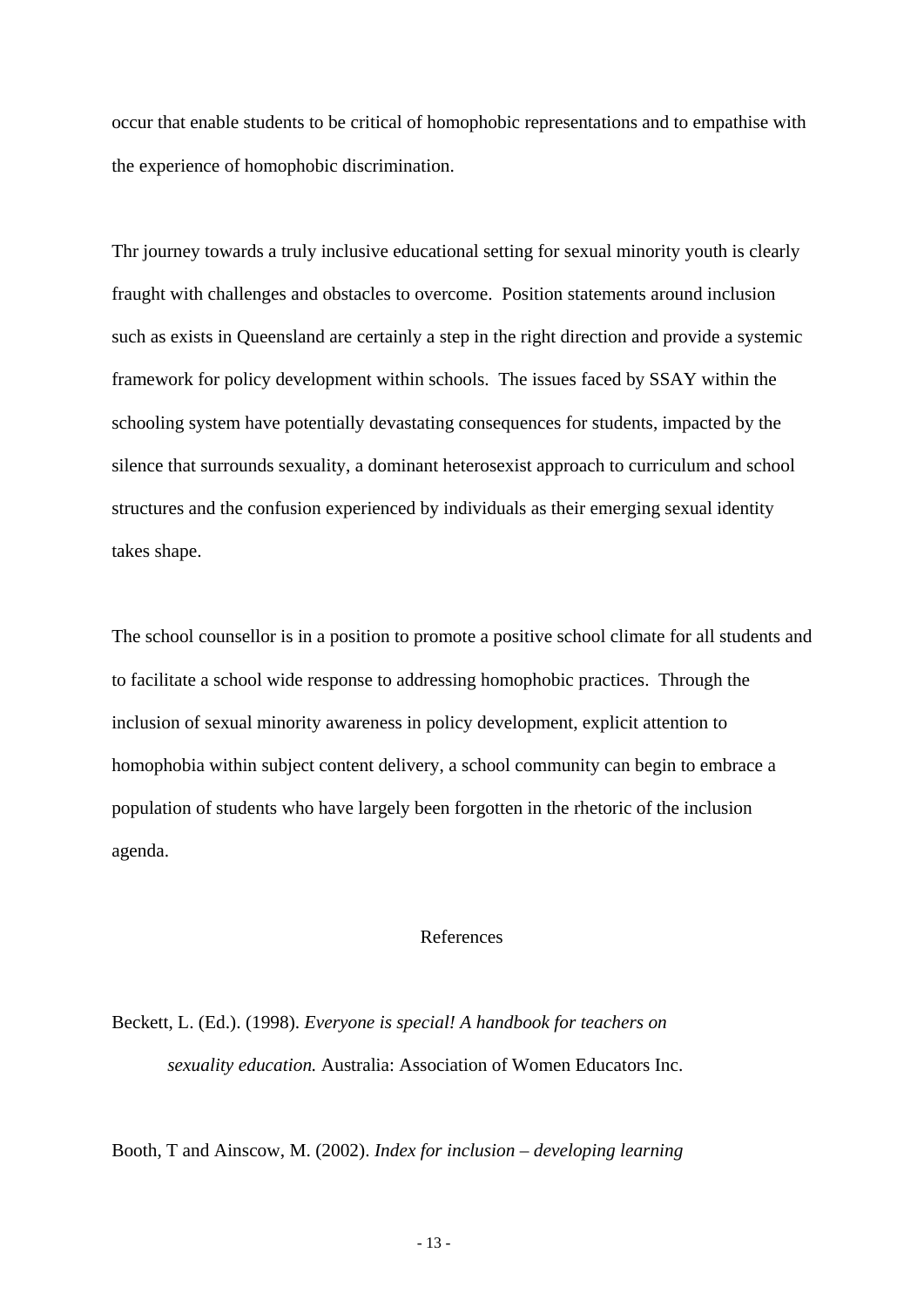occur that enable students to be critical of homophobic representations and to empathise with the experience of homophobic discrimination.

Thr journey towards a truly inclusive educational setting for sexual minority youth is clearly fraught with challenges and obstacles to overcome. Position statements around inclusion such as exists in Queensland are certainly a step in the right direction and provide a systemic framework for policy development within schools. The issues faced by SSAY within the schooling system have potentially devastating consequences for students, impacted by the silence that surrounds sexuality, a dominant heterosexist approach to curriculum and school structures and the confusion experienced by individuals as their emerging sexual identity takes shape.

The school counsellor is in a position to promote a positive school climate for all students and to facilitate a school wide response to addressing homophobic practices. Through the inclusion of sexual minority awareness in policy development, explicit attention to homophobia within subject content delivery, a school community can begin to embrace a population of students who have largely been forgotten in the rhetoric of the inclusion agenda.

## References

Beckett, L. (Ed.). (1998). *Everyone is special! A handbook for teachers on sexuality education.* Australia: Association of Women Educators Inc.

Booth, T and Ainscow, M. (2002). *Index for inclusion – developing learning*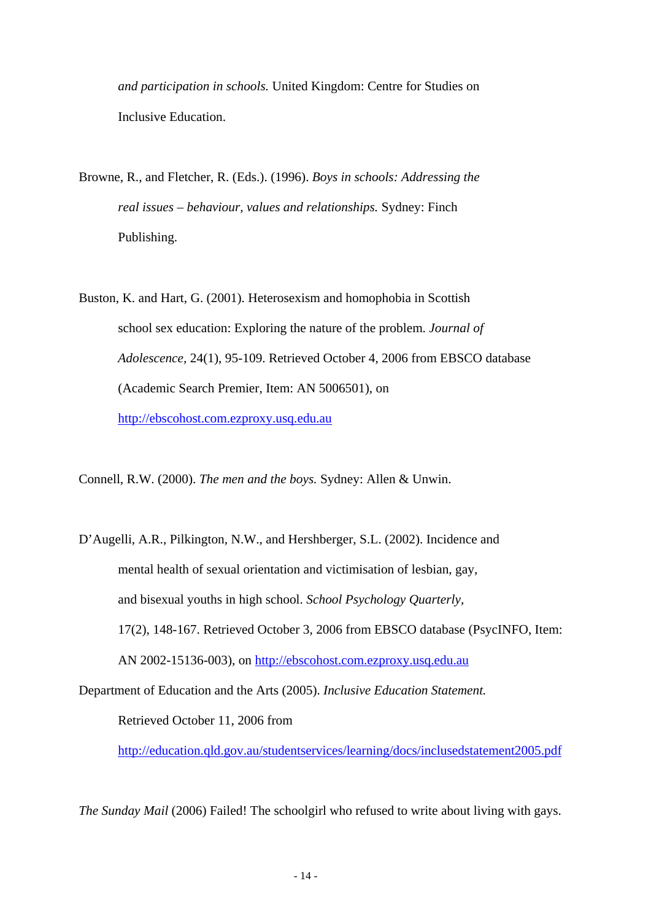*and participation in schools.* United Kingdom: Centre for Studies on Inclusive Education.

Browne, R., and Fletcher, R. (Eds.). (1996). *Boys in schools: Addressing the real issues – behaviour, values and relationships.* Sydney: Finch Publishing.

Buston, K. and Hart, G. (2001). Heterosexism and homophobia in Scottish school sex education: Exploring the nature of the problem. *Journal of Adolescence,* 24(1), 95-109. Retrieved October 4, 2006 from EBSCO database (Academic Search Premier, Item: AN 5006501), on http://ebscohost.com.ezproxy.usq.edu.au

Connell, R.W. (2000). *The men and the boys.* Sydney: Allen & Unwin.

D'Augelli, A.R., Pilkington, N.W., and Hershberger, S.L. (2002). Incidence and mental health of sexual orientation and victimisation of lesbian, gay, and bisexual youths in high school. *School Psychology Quarterly,* 17(2), 148-167. Retrieved October 3, 2006 from EBSCO database (PsycINFO, Item: AN 2002-15136-003), on http://ebscohost.com.ezproxy.usq.edu.au

Department of Education and the Arts (2005). *Inclusive Education Statement.* Retrieved October 11, 2006 from http://education.qld.gov.au/studentservices/learning/docs/inclusedstatement2005.pdf

*The Sunday Mail* (2006) Failed! The schoolgirl who refused to write about living with gays.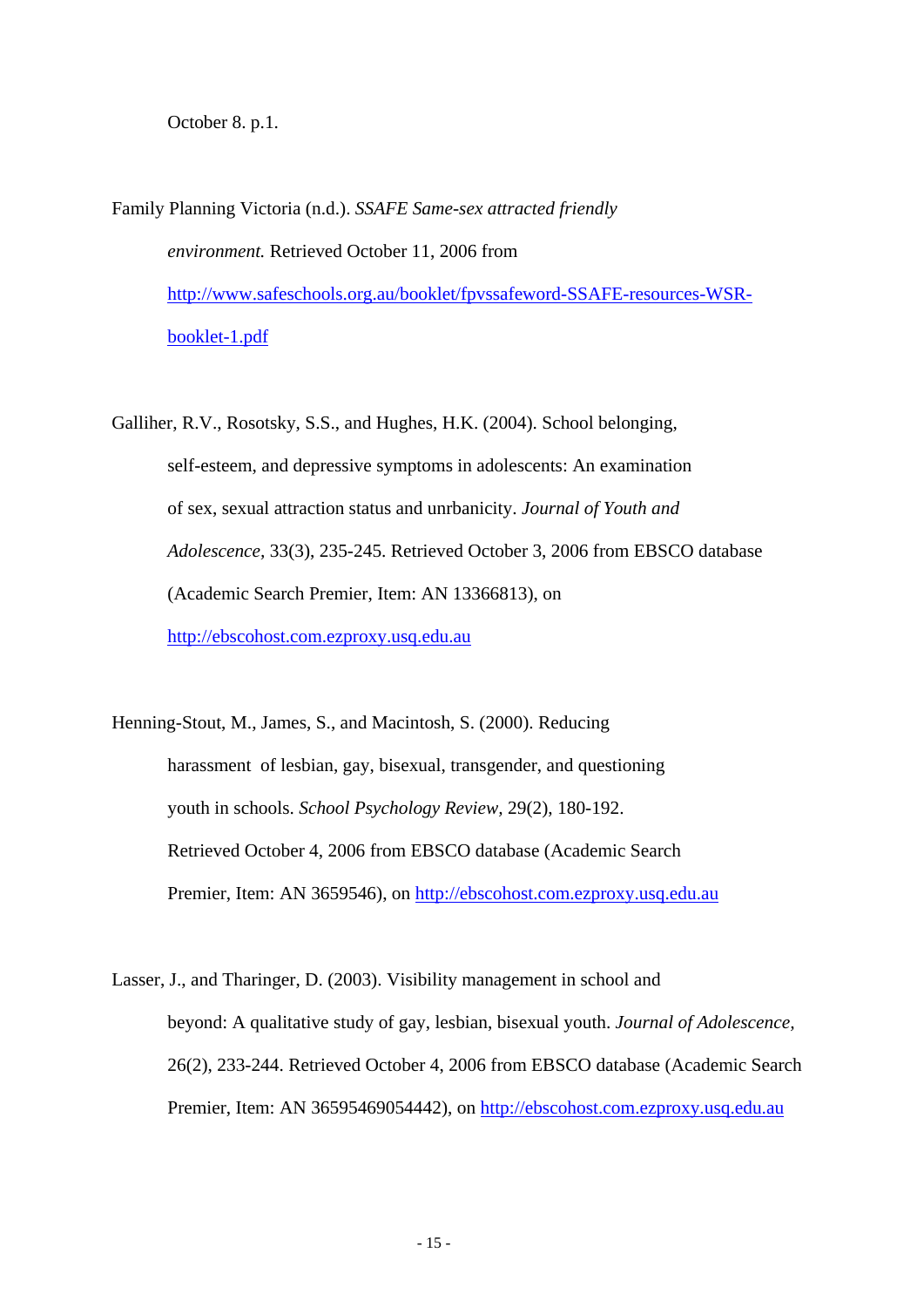October 8. p.1.

Family Planning Victoria (n.d.). *SSAFE Same-sex attracted friendly environment.* Retrieved October 11, 2006 from http://www.safeschools.org.au/booklet/fpvssafeword-SSAFE-resources-WSR-booklet-1.pdf

Galliher, R.V., Rosotsky, S.S., and Hughes, H.K. (2004). School belonging, self-esteem, and depressive symptoms in adolescents: An examination of sex, sexual attraction status and unrbanicity. *Journal of Youth and Adolescence,* 33(3), 235-245. Retrieved October 3, 2006 from EBSCO database (Academic Search Premier, Item: AN 13366813), on http://ebscohost.com.ezproxy.usq.edu.au

Henning-Stout, M., James, S., and Macintosh, S. (2000). Reducing harassment of lesbian, gay, bisexual, transgender, and questioning youth in schools. *School Psychology Review,* 29(2), 180-192. Retrieved October 4, 2006 from EBSCO database (Academic Search Premier, Item: AN 3659546), on http://ebscohost.com.ezproxy.usq.edu.au

Lasser, J., and Tharinger, D. (2003). Visibility management in school and beyond: A qualitative study of gay, lesbian, bisexual youth. *Journal of Adolescence,* 26(2), 233-244. Retrieved October 4, 2006 from EBSCO database (Academic Search Premier, Item: AN 36595469054442), on http://ebscohost.com.ezproxy.usq.edu.au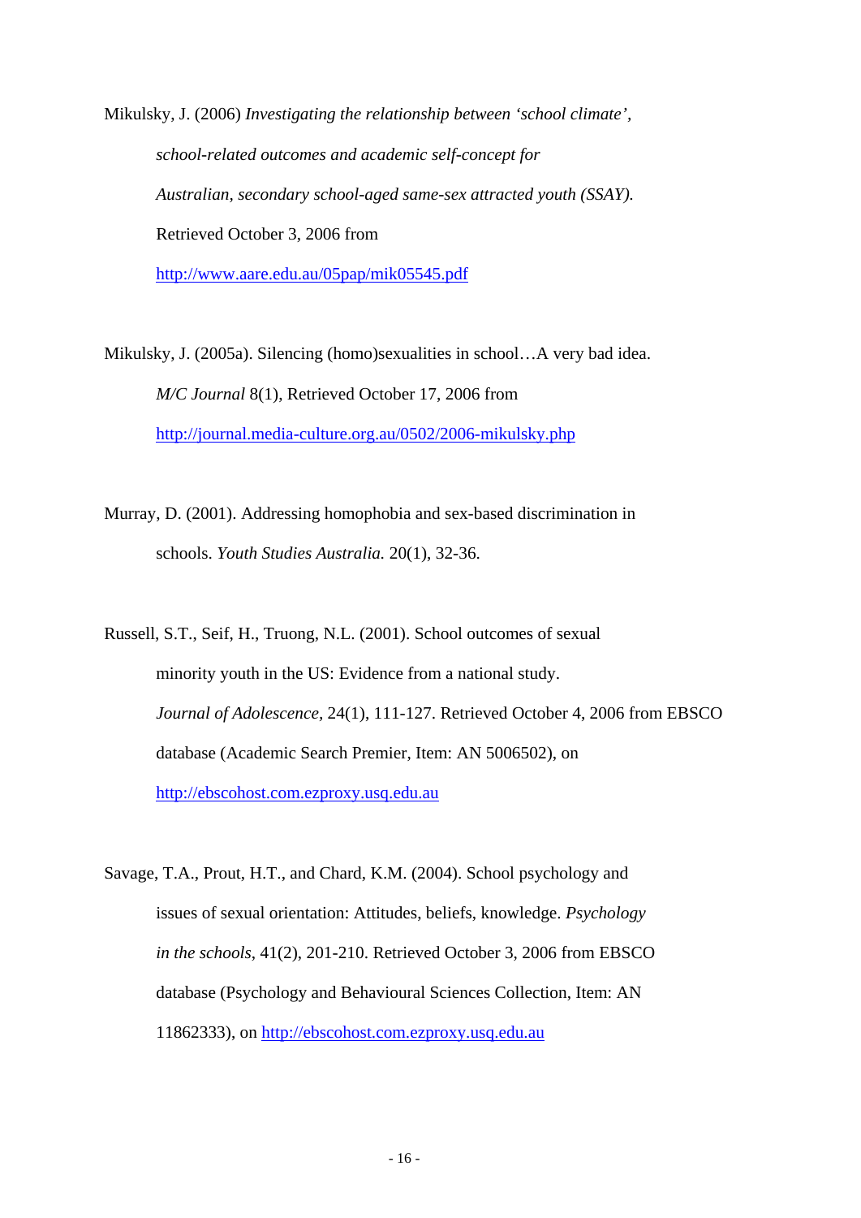Mikulsky, J. (2006) *Investigating the relationship between 'school climate', school-related outcomes and academic self-concept for Australian, secondary school-aged same-sex attracted youth (SSAY).* Retrieved October 3, 2006 from http://www.aare.edu.au/05pap/mik05545.pdf

Mikulsky, J. (2005a). Silencing (homo)sexualities in school…A very bad idea. *M/C Journal* 8(1), Retrieved October 17, 2006 from http://journal.media-culture.org.au/0502/2006-mikulsky.php

Murray, D. (2001). Addressing homophobia and sex-based discrimination in schools. *Youth Studies Australia.* 20(1), 32-36.

Russell, S.T., Seif, H., Truong, N.L. (2001). School outcomes of sexual minority youth in the US: Evidence from a national study. *Journal of Adolescence*, 24(1), 111-127. Retrieved October 4, 2006 from EBSCO database (Academic Search Premier, Item: AN 5006502), on http://ebscohost.com.ezproxy.usq.edu.au

Savage, T.A., Prout, H.T., and Chard, K.M. (2004). School psychology and issues of sexual orientation: Attitudes, beliefs, knowledge. *Psychology in the schools*, 41(2), 201-210. Retrieved October 3, 2006 from EBSCO database (Psychology and Behavioural Sciences Collection, Item: AN 11862333), on http://ebscohost.com.ezproxy.usq.edu.au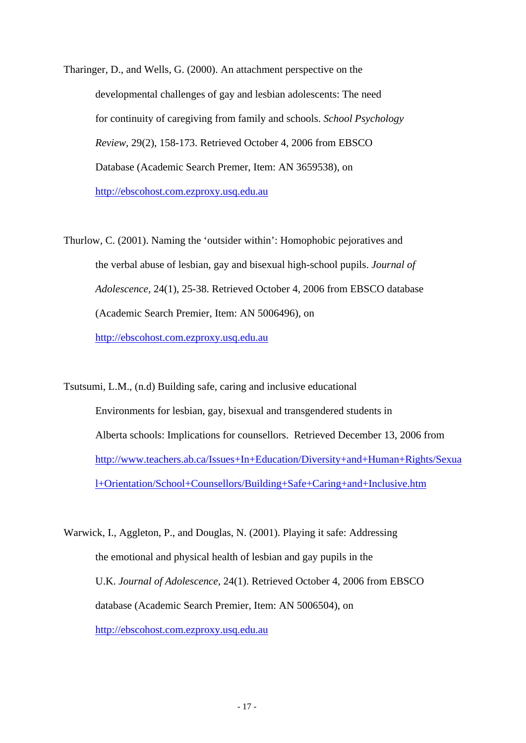Tharinger, D., and Wells, G. (2000). An attachment perspective on the developmental challenges of gay and lesbian adolescents: The need for continuity of caregiving from family and schools. *School Psychology Review,* 29(2), 158-173. Retrieved October 4, 2006 from EBSCO Database (Academic Search Premer, Item: AN 3659538), on http://ebscohost.com.ezproxy.usq.edu.au

Thurlow, C. (2001). Naming the 'outsider within': Homophobic pejoratives and the verbal abuse of lesbian, gay and bisexual high-school pupils. *Journal of Adolescence,* 24(1), 25-38. Retrieved October 4, 2006 from EBSCO database (Academic Search Premier, Item: AN 5006496), on http://ebscohost.com.ezproxy.usq.edu.au

Tsutsumi, L.M., (n.d) Building safe, caring and inclusive educational Environments for lesbian, gay, bisexual and transgendered students in Alberta schools: Implications for counsellors. Retrieved December 13, 2006 from http://www.teachers.ab.ca/Issues+In+Education/Diversity+and+Human+Rights/Sexual+Orientation/School+Counsellors/Building+Safe+Caring+and+Inclusive.htm

Warwick, I., Aggleton, P., and Douglas, N. (2001). Playing it safe: Addressing the emotional and physical health of lesbian and gay pupils in the U.K. *Journal of Adolescence,* 24(1). Retrieved October 4, 2006 from EBSCO database (Academic Search Premier, Item: AN 5006504), on http://ebscohost.com.ezproxy.usq.edu.au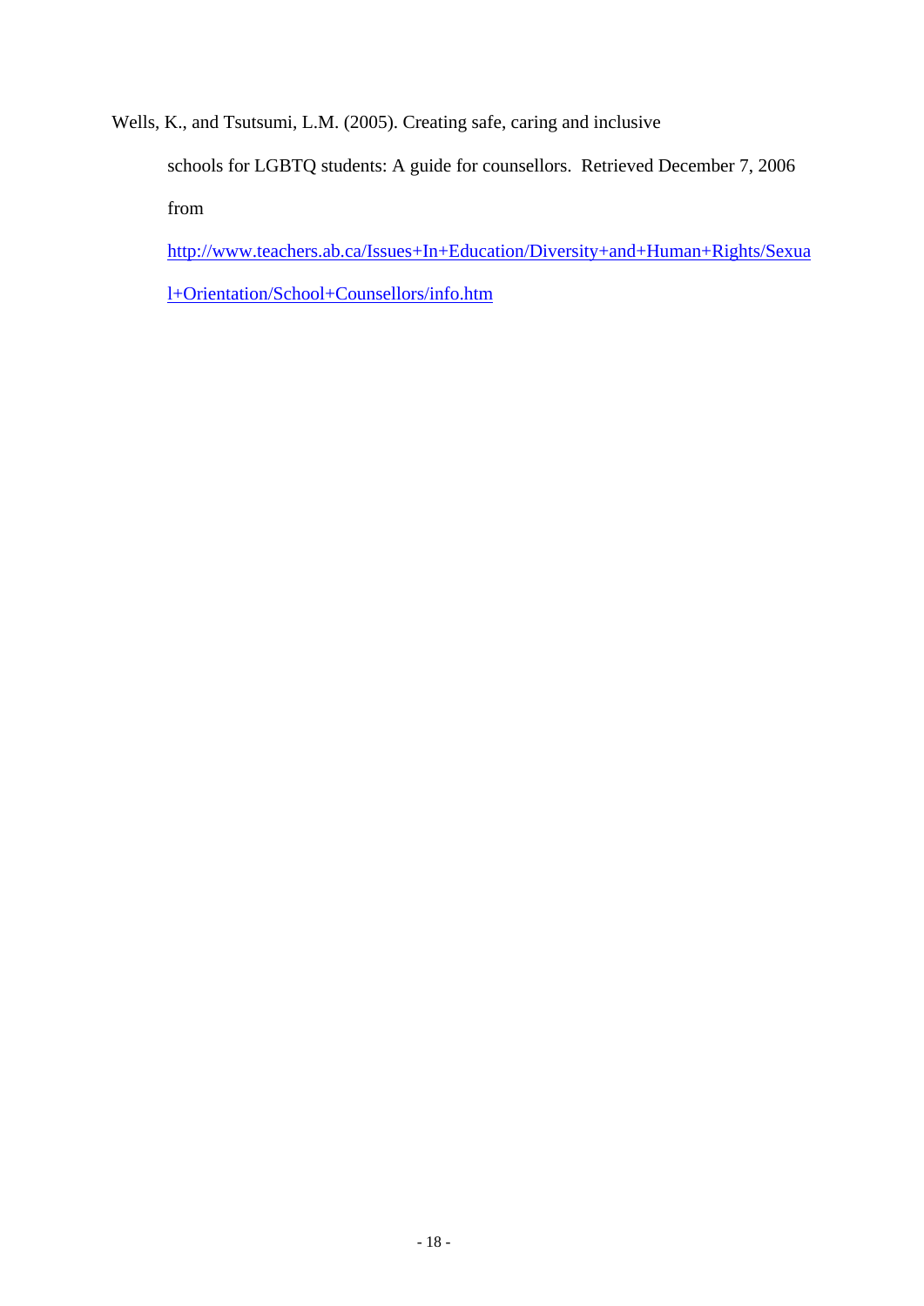Wells, K., and Tsutsumi, L.M. (2005). Creating safe, caring and inclusive schools for LGBTQ students: A guide for counsellors. Retrieved December 7, 2006 from http://www.teachers.ab.ca/Issues+In+Education/Diversity+and+Human+Rights/Sexual+Orientation/School+Counsellors/info.htm